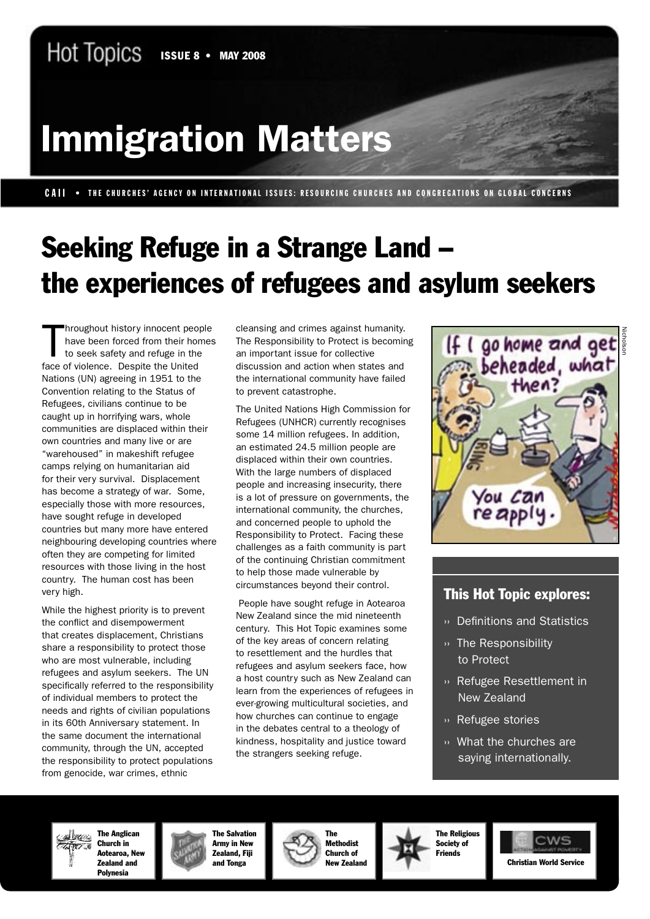Hot Topics **ISSUE 8 • MAY 2008**

# Immigration Matters

**CAII • THE CHURCHES' AGENCY ON INTERNATIONAL ISSUES: RESOURCING CHURCHES AND CONGREGATIONS ON GLOBAL CONCERNS**

## Seeking Refuge in a Strange Land – the experiences of refugees and asylum seekers

Throughout history innocent people have been forced from their homes to seek safety and refuge in the face of violence. Despite the United Nations (UN) agreeing in 1951 to the Convention relating to the Status of Refugees, civilians continue to be caught up in horrifying wars, whole communities are displaced within their own countries and many live or are "warehoused" in makeshift refugee camps relying on humanitarian aid for their very survival. Displacement has become a strategy of war. Some, especially those with more resources, have sought refuge in developed countries but many more have entered neighbouring developing countries where often they are competing for limited resources with those living in the host country. The human cost has been very high.

While the highest priority is to prevent the conflict and disempowerment that creates displacement, Christians share a responsibility to protect those who are most vulnerable, including refugees and asylum seekers. The UN specifically referred to the responsibility of individual members to protect the needs and rights of civilian populations in its 60th Anniversary statement. In the same document the international community, through the UN, accepted the responsibility to protect populations from genocide, war crimes, ethnic cleansing and crimes against humanity. The Responsibility to Protect is becoming an important issue for collective discussion and action when states and the international community have failed to prevent catastrophe.

The United Nations High Commission for Refugees (UNHCR) currently recognises some 14 million refugees. In addition, an estimated 24.5 million people are displaced within their own countries. With the large numbers of displaced people and increasing insecurity, there is a lot of pressure on governments, the international community, the churches, and concerned people to uphold the Responsibility to Protect. Facing these challenges as a faith community is part of the continuing Christian commitment to help those made vulnerable by circumstances beyond their control.

People have sought refuge in Aotearoa New Zealand since the mid nineteenth century. This Hot Topic examines some of the key areas of concern relating to resettlement and the hurdles that refugees and asylum seekers face, how a host country such as New Zealand can learn from the experiences of refugees in ever-growing multicultural societies, and how churches can continue to engage in the debates central to a theology of kindness, hospitality and justice toward the strangers seeking refuge.

"If I go home and get beheaded, what then?" "You can reapply."

Nicholson

### This Hot Topic explores:

- Definitions and Statistics
- The Responsibility to Protect
- Refugee Resettlement in New Zealand
- Refugee stories
- What the churches are saying internationally.

The Anglican Church in Aotearoa, New Zealand and Polynesia | The Salvation Army in New Zealand, Fiji and Tonga | The Methodist Church of New Zealand | The Religious Society of Friends | Christian World Service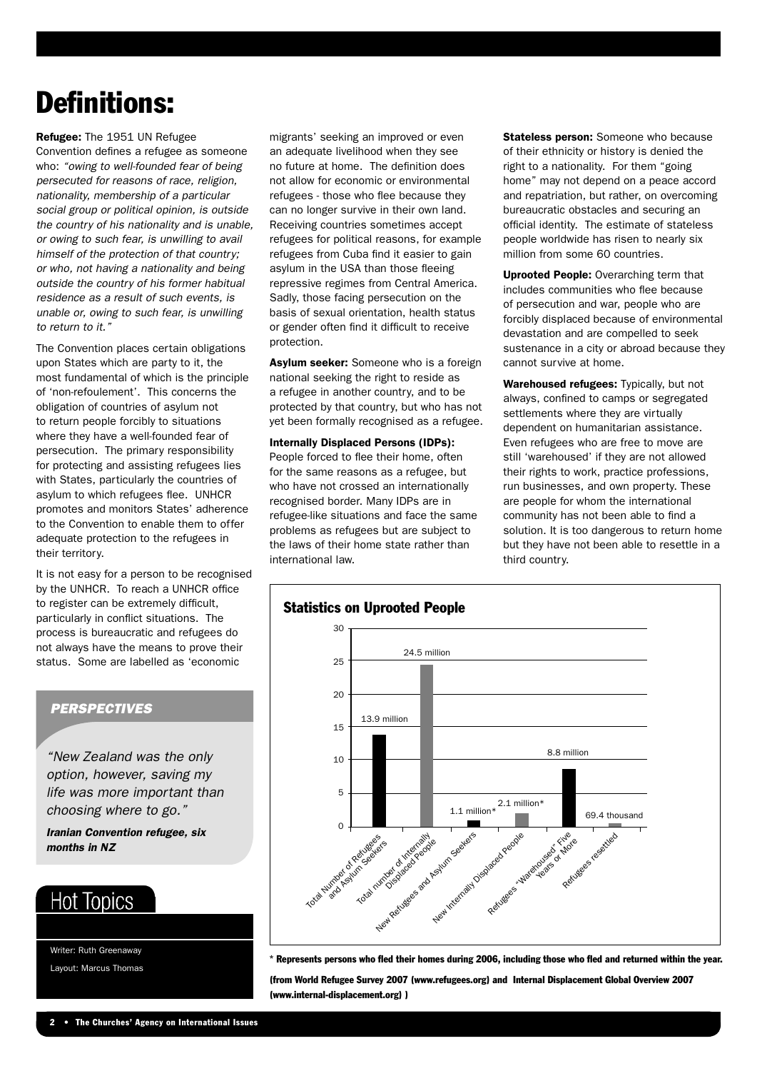# Definitions:

**Refugee:** The 1951 UN Refugee Convention defines a refugee as someone who: *"owing to well-founded fear of being persecuted for reasons of race, religion, nationality, membership of a particular social group or political opinion, is outside the country of his nationality and is unable, or owing to such fear, is unwilling to avail himself of the protection of that country; or who, not having a nationality and being outside the country of his former habitual residence as a result of such events, is unable or, owing to such fear, is unwilling to return to it."*

The Convention places certain obligations upon States which are party to it, the most fundamental of which is the principle of 'non-refoulement'. This concerns the obligation of countries of asylum not to return people forcibly to situations where they have a well-founded fear of persecution. The primary responsibility for protecting and assisting refugees lies with States, particularly the countries of asylum to which refugees flee. UNHCR promotes and monitors States' adherence to the Convention to enable them to offer adequate protection to the refugees in their territory.

It is not easy for a person to be recognised by the UNHCR. To reach a UNHCR office to register can be extremely difficult, particularly in conflict situations. The process is bureaucratic and refugees do not always have the means to prove their status. Some are labelled as 'economic migrants' seeking an improved or even an adequate livelihood when they see no future at home. The definition does not allow for economic or environmental refugees - those who flee because they can no longer survive in their own land. Receiving countries sometimes accept refugees for political reasons, for example refugees from Cuba find it easier to gain asylum in the USA than those fleeing repressive regimes from Central America. Sadly, those facing persecution on the basis of sexual orientation, health status or gender often find it difficult to receive protection.

**Asylum seeker:** Someone who is a foreign national seeking the right to reside as a refugee in another country, and to be protected by that country, but who has not yet been formally recognised as a refugee.

**Internally Displaced Persons (IDPs):** People forced to flee their home, often for the same reasons as a refugee, but who have not crossed an internationally recognised border. Many IDPs are in refugee-like situations and face the same problems as refugees but are subject to the laws of their home state rather than international law.

**Stateless person:** Someone who because of their ethnicity or history is denied the right to a nationality. For them "going home" may not depend on a peace accord and repatriation, but rather, on overcoming bureaucratic obstacles and securing an official identity. The estimate of stateless people worldwide has risen to nearly six million from some 60 countries.

**Uprooted People:** Overarching term that includes communities who flee because of persecution and war, people who are forcibly displaced because of environmental devastation and are compelled to seek sustenance in a city or abroad because they cannot survive at home.

**Warehoused refugees:** Typically, but not always, confined to camps or segregated settlements where they are virtually dependent on humanitarian assistance. Even refugees who are free to move are still 'warehoused' if they are not allowed their rights to work, practice professions, run businesses, and own property. These are people for whom the international community has not been able to find a solution. It is too dangerous to return home but they have not been able to resettle in a third country.

## PERSPECTIVES

*"New Zealand was the only option, however, saving my life was more important than choosing where to go."*

***Iranian Convention refugee, six months in NZ***

## Statistics on Uprooted People

| Category | Number |
|---|---|
| Total Number of Refugees and Asylum Seekers | 13.9 million |
| Total number of Internally Displaced People | 24.5 million |
| New Refugees and Asylum Seekers | 1.1 million* |
| New Internally Displaced People | 2.1 million* |
| Refugees "Warehoused" Five Years or More | 8.8 million |
| Refugees resettled | 69.4 thousand |

**\* Represents persons who fled their homes during 2006, including those who fled and returned within the year.**

**(from World Refugee Survey 2007 (www.refugees.org) and Internal Displacement Global Overview 2007 (www.internal-displacement.org) )**

Hot Topics

Writer: Ruth Greenaway

Layout: Marcus Thomas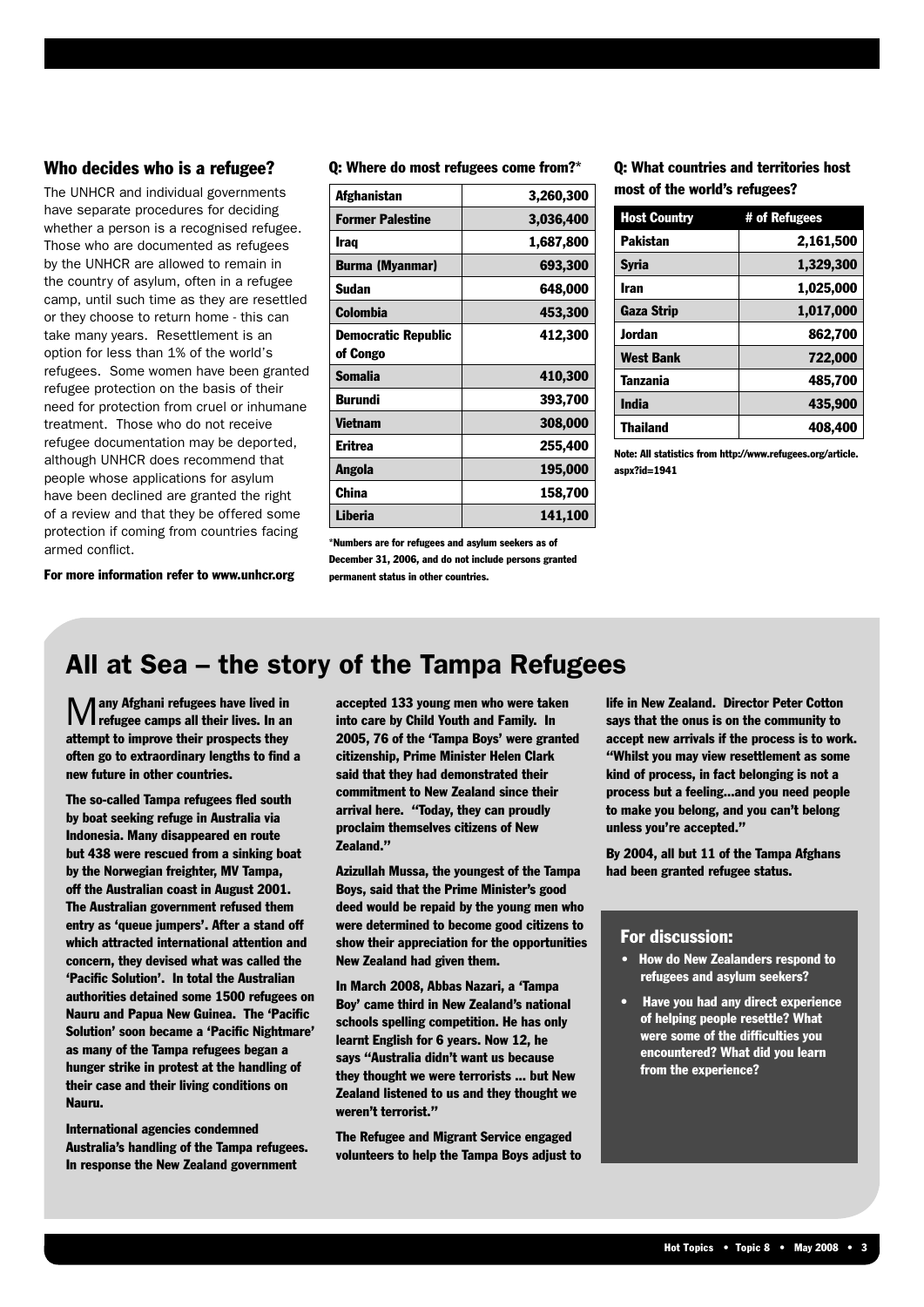## Who decides who is a refugee?

The UNHCR and individual governments have separate procedures for deciding whether a person is a recognised refugee. Those who are documented as refugees by the UNHCR are allowed to remain in the country of asylum, often in a refugee camp, until such time as they are resettled or they choose to return home - this can take many years. Resettlement is an option for less than 1% of the world's refugees. Some women have been granted refugee protection on the basis of their need for protection from cruel or inhumane treatment. Those who do not receive refugee documentation may be deported, although UNHCR does recommend that people whose applications for asylum have been declined are granted the right of a review and that they be offered some protection if coming from countries facing armed conflict.

**For more information refer to www.unhcr.org**

### Q: Where do most refugees come from?*

| | |
|---|---|
| Afghanistan | 3,260,300 |
| Former Palestine | 3,036,400 |
| Iraq | 1,687,800 |
| Burma (Myanmar) | 693,300 |
| Sudan | 648,000 |
| Colombia | 453,300 |
| Democratic Republic of Congo | 412,300 |
| Somalia | 410,300 |
| Burundi | 393,700 |
| Vietnam | 308,000 |
| Eritrea | 255,400 |
| Angola | 195,000 |
| China | 158,700 |
| Liberia | 141,100 |

*Numbers are for refugees and asylum seekers as of December 31, 2006, and do not include persons granted permanent status in other countries.

### Q: What countries and territories host most of the world's refugees?

| Host Country | # of Refugees |
|---|---|
| Pakistan | 2,161,500 |
| Syria | 1,329,300 |
| Iran | 1,025,000 |
| Gaza Strip | 1,017,000 |
| Jordan | 862,700 |
| West Bank | 722,000 |
| Tanzania | 485,700 |
| India | 435,900 |
| Thailand | 408,400 |

Note: All statistics from http://www.refugees.org/article.aspx?id=1941

# All at Sea – the story of the Tampa Refugees

**Many Afghani refugees have lived in refugee camps all their lives. In an attempt to improve their prospects they often go to extraordinary lengths to find a new future in other countries.**

**The so-called Tampa refugees fled south by boat seeking refuge in Australia via Indonesia. Many disappeared en route but 438 were rescued from a sinking boat by the Norwegian freighter, MV Tampa, off the Australian coast in August 2001. The Australian government refused them entry as 'queue jumpers'. After a stand off which attracted international attention and concern, they devised what was called the 'Pacific Solution'. In total the Australian authorities detained some 1500 refugees on Nauru and Papua New Guinea. The 'Pacific Solution' soon became a 'Pacific Nightmare' as many of the Tampa refugees began a hunger strike in protest at the handling of their case and their living conditions on Nauru.**

**International agencies condemned Australia's handling of the Tampa refugees. In response the New Zealand government accepted 133 young men who were taken into care by Child Youth and Family. In 2005, 76 of the 'Tampa Boys' were granted citizenship, Prime Minister Helen Clark said that they had demonstrated their commitment to New Zealand since their arrival here. "Today, they can proudly proclaim themselves citizens of New Zealand."**

**Azizullah Mussa, the youngest of the Tampa Boys, said that the Prime Minister's good deed would be repaid by the young men who were determined to become good citizens to show their appreciation for the opportunities New Zealand had given them.**

**In March 2008, Abbas Nazari, a 'Tampa Boy' came third in New Zealand's national schools spelling competition. He has only learnt English for 6 years. Now 12, he says "Australia didn't want us because they thought we were terrorists ... but New Zealand listened to us and they thought we weren't terrorist."**

**The Refugee and Migrant Service engaged volunteers to help the Tampa Boys adjust to life in New Zealand. Director Peter Cotton says that the onus is on the community to accept new arrivals if the process is to work. "Whilst you may view resettlement as some kind of process, in fact belonging is not a process but a feeling...and you need people to make you belong, and you can't belong unless you're accepted."**

**By 2004, all but 11 of the Tampa Afghans had been granted refugee status.**

### For discussion:

- **How do New Zealanders respond to refugees and asylum seekers?**
- **Have you had any direct experience of helping people resettle? What were some of the difficulties you encountered? What did you learn from the experience?**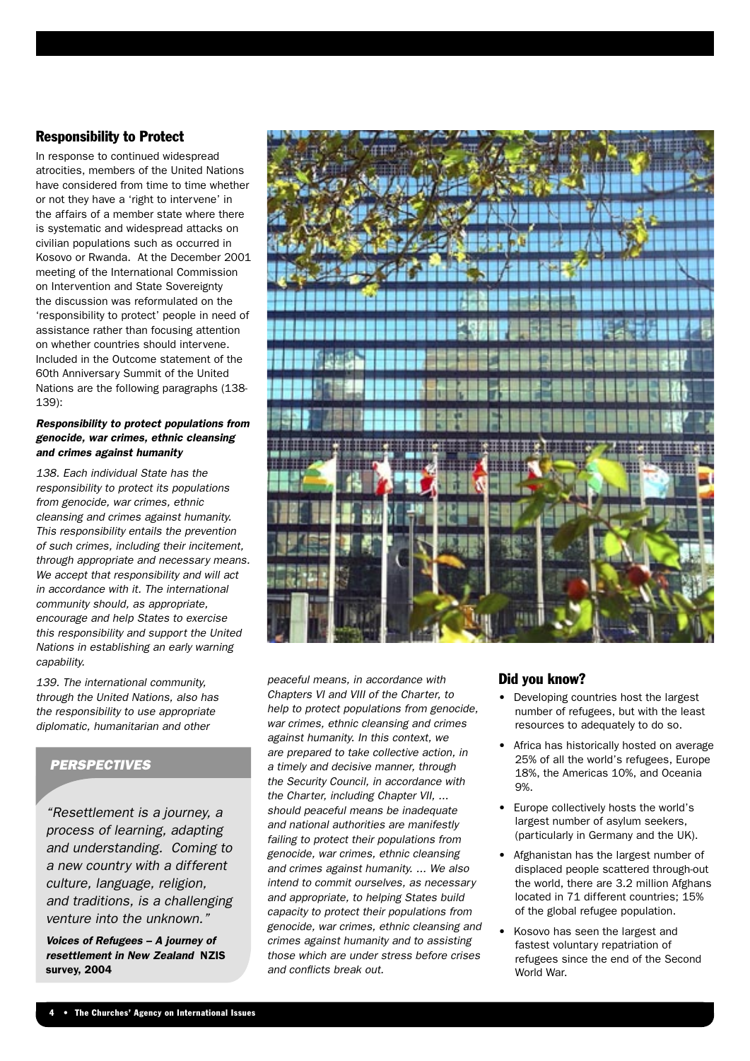## Responsibility to Protect

In response to continued widespread atrocities, members of the United Nations have considered from time to time whether or not they have a 'right to intervene' in the affairs of a member state where there is systematic and widespread attacks on civilian populations such as occurred in Kosovo or Rwanda. At the December 2001 meeting of the International Commission on Intervention and State Sovereignty the discussion was reformulated on the 'responsibility to protect' people in need of assistance rather than focusing attention on whether countries should intervene. Included in the Outcome statement of the 60th Anniversary Summit of the United Nations are the following paragraphs (138-139):

***Responsibility to protect populations from genocide, war crimes, ethnic cleansing and crimes against humanity***

*138. Each individual State has the responsibility to protect its populations from genocide, war crimes, ethnic cleansing and crimes against humanity. This responsibility entails the prevention of such crimes, including their incitement, through appropriate and necessary means. We accept that responsibility and will act in accordance with it. The international community should, as appropriate, encourage and help States to exercise this responsibility and support the United Nations in establishing an early warning capability.*

*139. The international community, through the United Nations, also has the responsibility to use appropriate diplomatic, humanitarian and other peaceful means, in accordance with Chapters VI and VIII of the Charter, to help to protect populations from genocide, war crimes, ethnic cleansing and crimes against humanity. In this context, we are prepared to take collective action, in a timely and decisive manner, through the Security Council, in accordance with the Charter, including Chapter VII, ... should peaceful means be inadequate and national authorities are manifestly failing to protect their populations from genocide, war crimes, ethnic cleansing and crimes against humanity. ... We also intend to commit ourselves, as necessary and appropriate, to helping States build capacity to protect their populations from genocide, war crimes, ethnic cleansing and crimes against humanity and to assisting those which are under stress before crises and conflicts break out.*

### *PERSPECTIVES*

*"Resettlement is a journey, a process of learning, adapting and understanding. Coming to a new country with a different culture, language, religion, and traditions, is a challenging venture into the unknown."*

***Voices of Refugees – A journey of resettlement in New Zealand*** **NZIS survey, 2004**

## Did you know?

- Developing countries host the largest number of refugees, but with the least resources to adequately to do so.
- Africa has historically hosted on average 25% of all the world's refugees, Europe 18%, the Americas 10%, and Oceania 9%.
- Europe collectively hosts the world's largest number of asylum seekers, (particularly in Germany and the UK).
- Afghanistan has the largest number of displaced people scattered through-out the world, there are 3.2 million Afghans located in 71 different countries; 15% of the global refugee population.
- Kosovo has seen the largest and fastest voluntary repatriation of refugees since the end of the Second World War.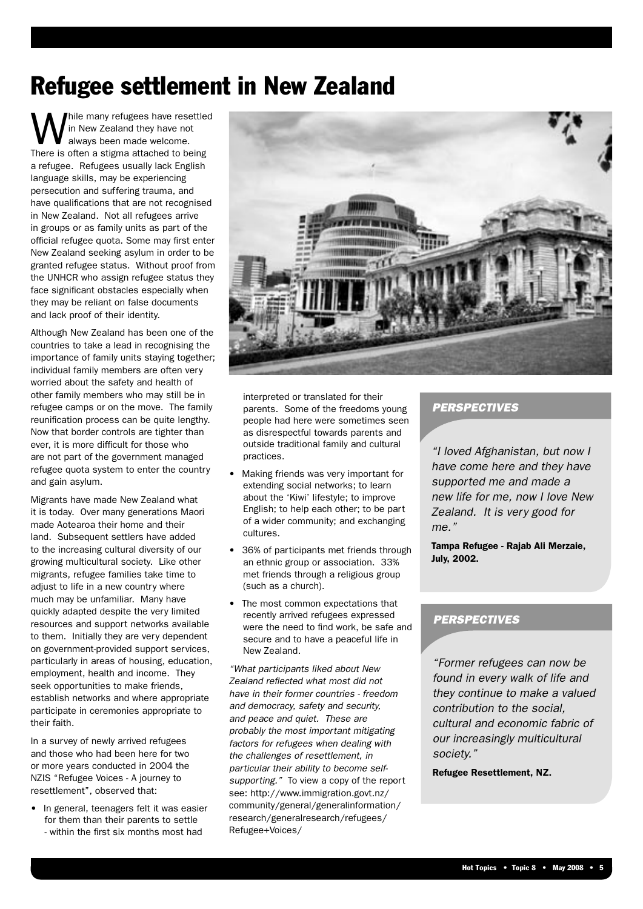# Refugee settlement in New Zealand

While many refugees have resettled in New Zealand they have not always been made welcome. There is often a stigma attached to being a refugee. Refugees usually lack English language skills, may be experiencing persecution and suffering trauma, and have qualifications that are not recognised in New Zealand. Not all refugees arrive in groups or as family units as part of the official refugee quota. Some may first enter New Zealand seeking asylum in order to be granted refugee status. Without proof from the UNHCR who assign refugee status they face significant obstacles especially when they may be reliant on false documents and lack proof of their identity.

Although New Zealand has been one of the countries to take a lead in recognising the importance of family units staying together; individual family members are often very worried about the safety and health of other family members who may still be in refugee camps or on the move. The family reunification process can be quite lengthy. Now that border controls are tighter than ever, it is more difficult for those who are not part of the government managed refugee quota system to enter the country and gain asylum.

Migrants have made New Zealand what it is today. Over many generations Maori made Aotearoa their home and their land. Subsequent settlers have added to the increasing cultural diversity of our growing multicultural society. Like other migrants, refugee families take time to adjust to life in a new country where much may be unfamiliar. Many have quickly adapted despite the very limited resources and support networks available to them. Initially they are very dependent on government-provided support services, particularly in areas of housing, education, employment, health and income. They seek opportunities to make friends, establish networks and where appropriate participate in ceremonies appropriate to their faith.

In a survey of newly arrived refugees and those who had been here for two or more years conducted in 2004 the NZIS "Refugee Voices - A journey to resettlement", observed that:

- In general, teenagers felt it was easier for them than their parents to settle - within the first six months most had interpreted or translated for their parents. Some of the freedoms young people had here were sometimes seen as disrespectful towards parents and outside traditional family and cultural practices.
- Making friends was very important for extending social networks; to learn about the 'Kiwi' lifestyle; to improve English; to help each other; to be part of a wider community; and exchanging cultures.
- 36% of participants met friends through an ethnic group or association. 33% met friends through a religious group (such as a church).
- The most common expectations that recently arrived refugees expressed were the need to find work, be safe and secure and to have a peaceful life in New Zealand.

*"What participants liked about New Zealand reflected what most did not have in their former countries - freedom and democracy, safety and security, and peace and quiet. These are probably the most important mitigating factors for refugees when dealing with the challenges of resettlement, in particular their ability to become self-supporting."* To view a copy of the report see: http://www.immigration.govt.nz/community/general/generalinformation/research/generalresearch/refugees/Refugee+Voices/

### *PERSPECTIVES*

*"I loved Afghanistan, but now I have come here and they have supported me and made a new life for me, now I love New Zealand. It is very good for me."*

**Tampa Refugee - Rajab Ali Merzaie, July, 2002.**

### *PERSPECTIVES*

*"Former refugees can now be found in every walk of life and they continue to make a valued contribution to the social, cultural and economic fabric of our increasingly multicultural society."*

**Refugee Resettlement, NZ.**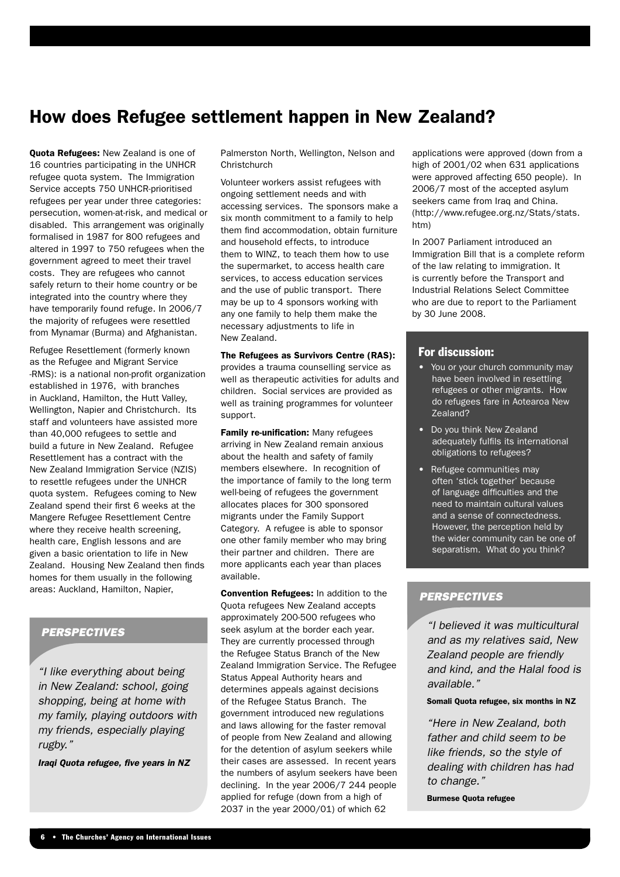# How does Refugee settlement happen in New Zealand?

**Quota Refugees:** New Zealand is one of 16 countries participating in the UNHCR refugee quota system. The Immigration Service accepts 750 UNHCR-prioritised refugees per year under three categories: persecution, women-at-risk, and medical or disabled. This arrangement was originally formalised in 1987 for 800 refugees and altered in 1997 to 750 refugees when the government agreed to meet their travel costs. They are refugees who cannot safely return to their home country or be integrated into the country where they have temporarily found refuge. In 2006/7 the majority of refugees were resettled from Mynamar (Burma) and Afghanistan.

Refugee Resettlement (formerly known as the Refugee and Migrant Service -RMS): is a national non-profit organization established in 1976, with branches in Auckland, Hamilton, the Hutt Valley, Wellington, Napier and Christchurch. Its staff and volunteers have assisted more than 40,000 refugees to settle and build a future in New Zealand. Refugee Resettlement has a contract with the New Zealand Immigration Service (NZIS) to resettle refugees under the UNHCR quota system. Refugees coming to New Zealand spend their first 6 weeks at the Mangere Refugee Resettlement Centre where they receive health screening, health care, English lessons and are given a basic orientation to life in New Zealand. Housing New Zealand then finds homes for them usually in the following areas: Auckland, Hamilton, Napier, Palmerston North, Wellington, Nelson and Christchurch

Volunteer workers assist refugees with ongoing settlement needs and with accessing services. The sponsors make a six month commitment to a family to help them find accommodation, obtain furniture and household effects, to introduce them to WINZ, to teach them how to use the supermarket, to access health care services, to access education services and the use of public transport. There may be up to 4 sponsors working with any one family to help them make the necessary adjustments to life in New Zealand.

**The Refugees as Survivors Centre (RAS):** provides a trauma counselling service as well as therapeutic activities for adults and children. Social services are provided as well as training programmes for volunteer support.

**Family re-unification:** Many refugees arriving in New Zealand remain anxious about the health and safety of family members elsewhere. In recognition of the importance of family to the long term well-being of refugees the government allocates places for 300 sponsored migrants under the Family Support Category. A refugee is able to sponsor one other family member who may bring their partner and children. There are more applicants each year than places available.

**Convention Refugees:** In addition to the Quota refugees New Zealand accepts approximately 200-500 refugees who seek asylum at the border each year. They are currently processed through the Refugee Status Branch of the New Zealand Immigration Service. The Refugee Status Appeal Authority hears and determines appeals against decisions of the Refugee Status Branch. The government introduced new regulations and laws allowing for the faster removal of people from New Zealand and allowing for the detention of asylum seekers while their cases are assessed. In recent years the numbers of asylum seekers have been declining. In the year 2006/7 244 people applied for refuge (down from a high of 2037 in the year 2000/01) of which 62 applications were approved (down from a high of 2001/02 when 631 applications were approved affecting 650 people). In 2006/7 most of the accepted asylum seekers came from Iraq and China. (http://www.refugee.org.nz/Stats/stats.htm)

In 2007 Parliament introduced an Immigration Bill that is a complete reform of the law relating to immigration. It is currently before the Transport and Industrial Relations Select Committee who are due to report to the Parliament by 30 June 2008.

## For discussion:

- You or your church community may have been involved in resettling refugees or other migrants. How do refugees fare in Aotearoa New Zealand?
- Do you think New Zealand adequately fulfils its international obligations to refugees?
- Refugee communities may often 'stick together' because of language difficulties and the need to maintain cultural values and a sense of connectedness. However, the perception held by the wider community can be one of separatism. What do you think?

## *PERSPECTIVES*

*"I like everything about being in New Zealand: school, going shopping, being at home with my family, playing outdoors with my friends, especially playing rugby."*

***Iraqi Quota refugee, five years in NZ***

## *PERSPECTIVES*

*"I believed it was multicultural and as my relatives said, New Zealand people are friendly and kind, and the Halal food is available."*

**Somali Quota refugee, six months in NZ**

*"Here in New Zealand, both father and child seem to be like friends, so the style of dealing with children has had to change."*

**Burmese Quota refugee**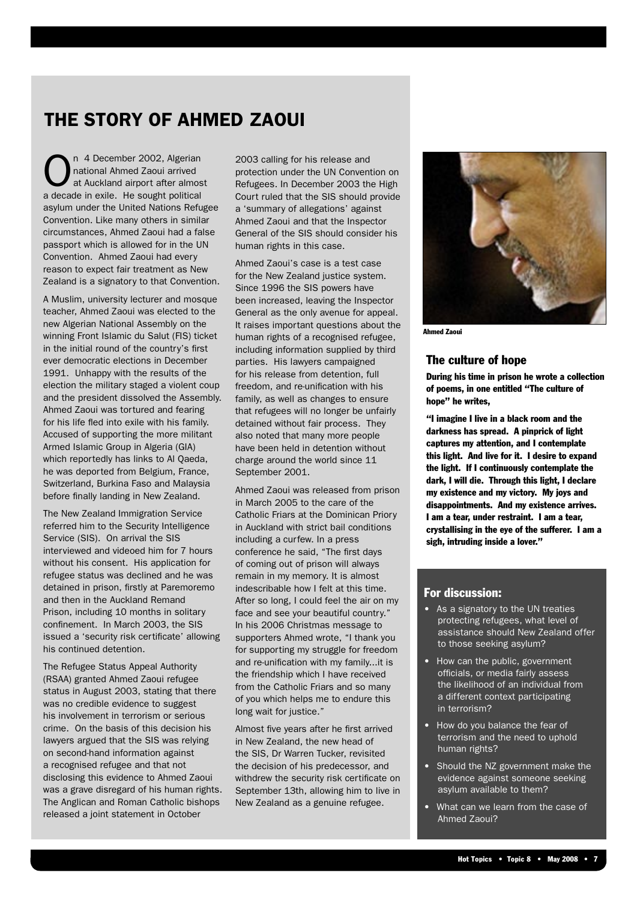# THE STORY OF AHMED ZAOUI

On 4 December 2002, Algerian national Ahmed Zaoui arrived at Auckland airport after almost a decade in exile. He sought political asylum under the United Nations Refugee Convention. Like many others in similar circumstances, Ahmed Zaoui had a false passport which is allowed for in the UN Convention. Ahmed Zaoui had every reason to expect fair treatment as New Zealand is a signatory to that Convention.

A Muslim, university lecturer and mosque teacher, Ahmed Zaoui was elected to the new Algerian National Assembly on the winning Front Islamic du Salut (FIS) ticket in the initial round of the country's first ever democratic elections in December 1991. Unhappy with the results of the election the military staged a violent coup and the president dissolved the Assembly. Ahmed Zaoui was tortured and fearing for his life fled into exile with his family. Accused of supporting the more militant Armed Islamic Group in Algeria (GIA) which reportedly has links to Al Qaeda, he was deported from Belgium, France, Switzerland, Burkina Faso and Malaysia before finally landing in New Zealand.

The New Zealand Immigration Service referred him to the Security Intelligence Service (SIS). On arrival the SIS interviewed and videoed him for 7 hours without his consent. His application for refugee status was declined and he was detained in prison, firstly at Paremoremo and then in the Auckland Remand Prison, including 10 months in solitary confinement. In March 2003, the SIS issued a 'security risk certificate' allowing his continued detention.

The Refugee Status Appeal Authority (RSAA) granted Ahmed Zaoui refugee status in August 2003, stating that there was no credible evidence to suggest his involvement in terrorism or serious crime. On the basis of this decision his lawyers argued that the SIS was relying on second-hand information against a recognised refugee and that not disclosing this evidence to Ahmed Zaoui was a grave disregard of his human rights. The Anglican and Roman Catholic bishops released a joint statement in October 2003 calling for his release and protection under the UN Convention on Refugees. In December 2003 the High Court ruled that the SIS should provide a 'summary of allegations' against Ahmed Zaoui and that the Inspector General of the SIS should consider his human rights in this case.

Ahmed Zaoui's case is a test case for the New Zealand justice system. Since 1996 the SIS powers have been increased, leaving the Inspector General as the only avenue for appeal. It raises important questions about the human rights of a recognised refugee, including information supplied by third parties. His lawyers campaigned for his release from detention, full freedom, and re-unification with his family, as well as changes to ensure that refugees will no longer be unfairly detained without fair process. They also noted that many more people have been held in detention without charge around the world since 11 September 2001.

Ahmed Zaoui was released from prison in March 2005 to the care of the Catholic Friars at the Dominican Priory in Auckland with strict bail conditions including a curfew. In a press conference he said, "The first days of coming out of prison will always remain in my memory. It is almost indescribable how I felt at this time. After so long, I could feel the air on my face and see your beautiful country." In his 2006 Christmas message to supporters Ahmed wrote, "I thank you for supporting my struggle for freedom and re-unification with my family...it is the friendship which I have received from the Catholic Friars and so many of you which helps me to endure this long wait for justice."

Almost five years after he first arrived in New Zealand, the new head of the SIS, Dr Warren Tucker, revisited the decision of his predecessor, and withdrew the security risk certificate on September 13th, allowing him to live in New Zealand as a genuine refugee.

Ahmed Zaoui

### The culture of hope

**During his time in prison he wrote a collection of poems, in one entitled "The culture of hope" he writes,**

**"I imagine I live in a black room and the darkness has spread. A pinprick of light captures my attention, and I contemplate this light. And live for it. I desire to expand the light. If I continuously contemplate the dark, I will die. Through this light, I declare my existence and my victory. My joys and disappointments. And my existence arrives. I am a tear, under restraint. I am a tear, crystallising in the eye of the sufferer. I am a sigh, intruding inside a lover."**

### For discussion:

- As a signatory to the UN treaties protecting refugees, what level of assistance should New Zealand offer to those seeking asylum?
- How can the public, government officials, or media fairly assess the likelihood of an individual from a different context participating in terrorism?
- How do you balance the fear of terrorism and the need to uphold human rights?
- Should the NZ government make the evidence against someone seeking asylum available to them?
- What can we learn from the case of Ahmed Zaoui?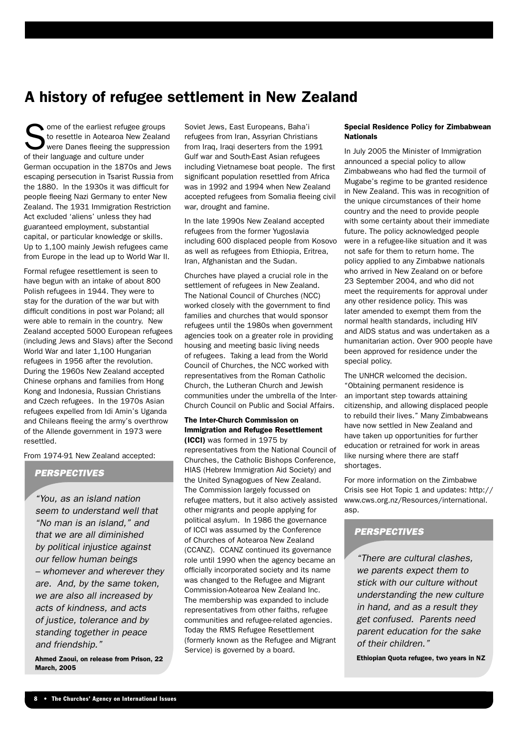# A history of refugee settlement in New Zealand

Some of the earliest refugee groups to resettle in Aotearoa New Zealand were Danes fleeing the suppression of their language and culture under German occupation in the 1870s and Jews escaping persecution in Tsarist Russia from the 1880. In the 1930s it was difficult for people fleeing Nazi Germany to enter New Zealand. The 1931 Immigration Restriction Act excluded 'aliens' unless they had guaranteed employment, substantial capital, or particular knowledge or skills. Up to 1,100 mainly Jewish refugees came from Europe in the lead up to World War II.

Formal refugee resettlement is seen to have begun with an intake of about 800 Polish refugees in 1944. They were to stay for the duration of the war but with difficult conditions in post war Poland; all were able to remain in the country. New Zealand accepted 5000 European refugees (including Jews and Slavs) after the Second World War and later 1,100 Hungarian refugees in 1956 after the revolution. During the 1960s New Zealand accepted Chinese orphans and families from Hong Kong and Indonesia, Russian Christians and Czech refugees. In the 1970s Asian refugees expelled from Idi Amin's Uganda and Chileans fleeing the army's overthrow of the Allende government in 1973 were resettled.

From 1974-91 New Zealand accepted: Soviet Jews, East Europeans, Baha'i refugees from Iran, Assyrian Christians from Iraq, Iraqi deserters from the 1991 Gulf war and South-East Asian refugees including Vietnamese boat people. The first significant population resettled from Africa was in 1992 and 1994 when New Zealand accepted refugees from Somalia fleeing civil war, drought and famine.

> ***PERSPECTIVES***
>
> *"You, as an island nation seem to understand well that "No man is an island," and that we are all diminished by political injustice against our fellow human beings – whomever and wherever they are. And, by the same token, we are also all increased by acts of kindness, and acts of justice, tolerance and by standing together in peace and friendship."*
>
> **Ahmed Zaoui, on release from Prison, 22 March, 2005**

In the late 1990s New Zealand accepted refugees from the former Yugoslavia including 600 displaced people from Kosovo as well as refugees from Ethiopia, Eritrea, Iran, Afghanistan and the Sudan.

Churches have played a crucial role in the settlement of refugees in New Zealand. The National Council of Churches (NCC) worked closely with the government to find families and churches that would sponsor refugees until the 1980s when government agencies took on a greater role in providing housing and meeting basic living needs of refugees. Taking a lead from the World Council of Churches, the NCC worked with representatives from the Roman Catholic Church, the Lutheran Church and Jewish communities under the umbrella of the Inter-Church Council on Public and Social Affairs.

**The Inter-Church Commission on Immigration and Refugee Resettlement (ICCI)** was formed in 1975 by representatives from the National Council of Churches, the Catholic Bishops Conference, HIAS (Hebrew Immigration Aid Society) and the United Synagogues of New Zealand. The Commission largely focussed on refugee matters, but it also actively assisted other migrants and people applying for political asylum. In 1986 the governance of ICCI was assumed by the Conference of Churches of Aotearoa New Zealand (CCANZ). CCANZ continued its governance role until 1990 when the agency became an officially incorporated society and its name was changed to the Refugee and Migrant Commission-Aotearoa New Zealand Inc. The membership was expanded to include representatives from other faiths, refugee communities and refugee-related agencies. Today the RMS Refugee Resettlement (formerly known as the Refugee and Migrant Service) is governed by a board.

#### Special Residence Policy for Zimbabwean Nationals

In July 2005 the Minister of Immigration announced a special policy to allow Zimbabweans who had fled the turmoil of Mugabe's regime to be granted residence in New Zealand. This was in recognition of the unique circumstances of their home country and the need to provide people with some certainty about their immediate future. The policy acknowledged people were in a refugee-like situation and it was not safe for them to return home. The policy applied to any Zimbabwe nationals who arrived in New Zealand on or before 23 September 2004, and who did not meet the requirements for approval under any other residence policy. This was later amended to exempt them from the normal health standards, including HIV and AIDS status and was undertaken as a humanitarian action. Over 900 people have been approved for residence under the special policy.

The UNHCR welcomed the decision. "Obtaining permanent residence is an important step towards attaining citizenship, and allowing displaced people to rebuild their lives." Many Zimbabweans have now settled in New Zealand and have taken up opportunities for further education or retrained for work in areas like nursing where there are staff shortages.

For more information on the Zimbabwe Crisis see Hot Topic 1 and updates: http://www.cws.org.nz/Resources/international.asp.

> ***PERSPECTIVES***
>
> *"There are cultural clashes, we parents expect them to stick with our culture without understanding the new culture in hand, and as a result they get confused. Parents need parent education for the sake of their children."*
>
> **Ethiopian Quota refugee, two years in NZ**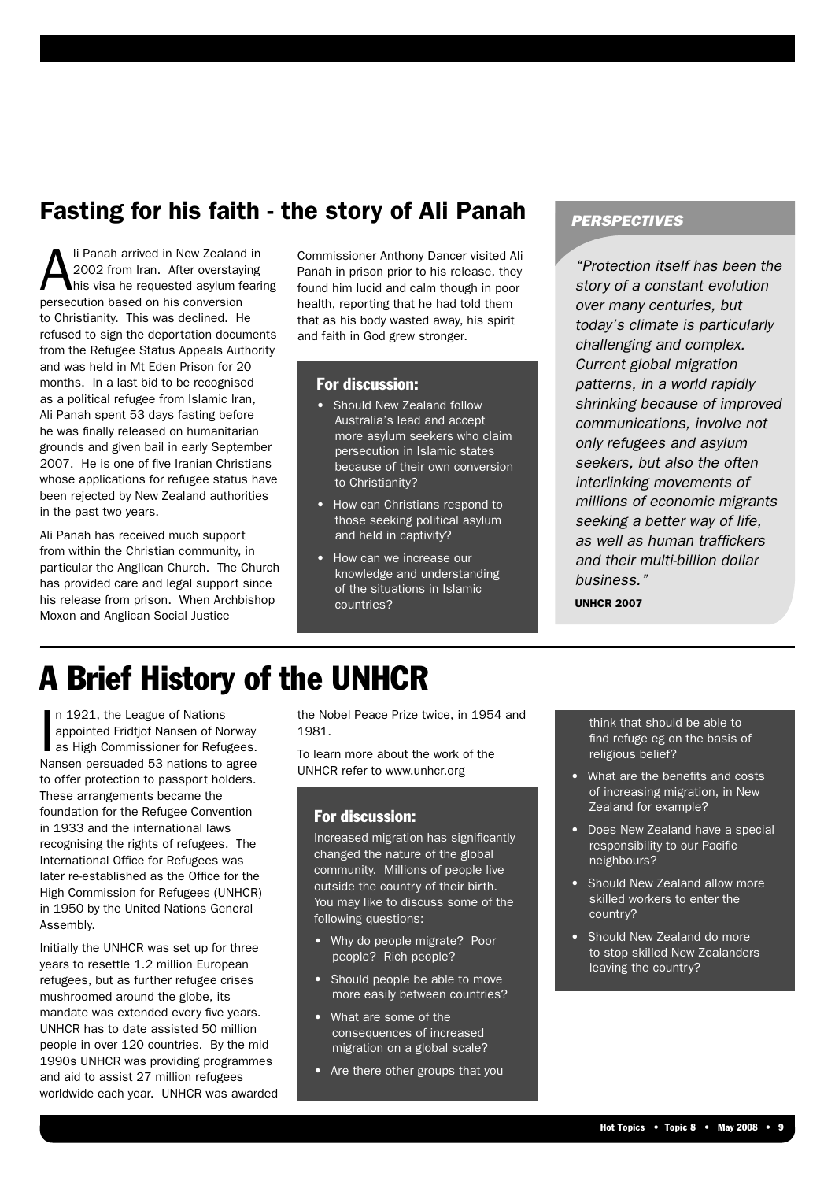## Fasting for his faith - the story of Ali Panah

Ali Panah arrived in New Zealand in 2002 from Iran. After overstaying his visa he requested asylum fearing persecution based on his conversion to Christianity. This was declined. He refused to sign the deportation documents from the Refugee Status Appeals Authority and was held in Mt Eden Prison for 20 months. In a last bid to be recognised as a political refugee from Islamic Iran, Ali Panah spent 53 days fasting before he was finally released on humanitarian grounds and given bail in early September 2007. He is one of five Iranian Christians whose applications for refugee status have been rejected by New Zealand authorities in the past two years.

Ali Panah has received much support from within the Christian community, in particular the Anglican Church. The Church has provided care and legal support since his release from prison. When Archbishop Moxon and Anglican Social Justice Commissioner Anthony Dancer visited Ali Panah in prison prior to his release, they found him lucid and calm though in poor health, reporting that he had told them that as his body wasted away, his spirit and faith in God grew stronger.

### For discussion:

- Should New Zealand follow Australia's lead and accept more asylum seekers who claim persecution in Islamic states because of their own conversion to Christianity?
- How can Christians respond to those seeking political asylum and held in captivity?
- How can we increase our knowledge and understanding of the situations in Islamic countries?

### PERSPECTIVES

*"Protection itself has been the story of a constant evolution over many centuries, but today's climate is particularly challenging and complex. Current global migration patterns, in a world rapidly shrinking because of improved communications, involve not only refugees and asylum seekers, but also the often interlinking movements of millions of economic migrants seeking a better way of life, as well as human traffickers and their multi-billion dollar business."*

**UNHCR 2007**

## A Brief History of the UNHCR

In 1921, the League of Nations appointed Fridtjof Nansen of Norway as High Commissioner for Refugees. Nansen persuaded 53 nations to agree to offer protection to passport holders. These arrangements became the foundation for the Refugee Convention in 1933 and the international laws recognising the rights of refugees. The International Office for Refugees was later re-established as the Office for the High Commission for Refugees (UNHCR) in 1950 by the United Nations General Assembly.

Initially the UNHCR was set up for three years to resettle 1.2 million European refugees, but as further refugee crises mushroomed around the globe, its mandate was extended every five years. UNHCR has to date assisted 50 million people in over 120 countries. By the mid 1990s UNHCR was providing programmes and aid to assist 27 million refugees worldwide each year. UNHCR was awarded the Nobel Peace Prize twice, in 1954 and 1981.

To learn more about the work of the UNHCR refer to www.unhcr.org

### For discussion:

Increased migration has significantly changed the nature of the global community. Millions of people live outside the country of their birth. You may like to discuss some of the following questions:

- Why do people migrate? Poor people? Rich people?
- Should people be able to move more easily between countries?
- What are some of the consequences of increased migration on a global scale?
- Are there other groups that you think that should be able to find refuge eg on the basis of religious belief?
- What are the benefits and costs of increasing migration, in New Zealand for example?
- Does New Zealand have a special responsibility to our Pacific neighbours?
- Should New Zealand allow more skilled workers to enter the country?
- Should New Zealand do more to stop skilled New Zealanders leaving the country?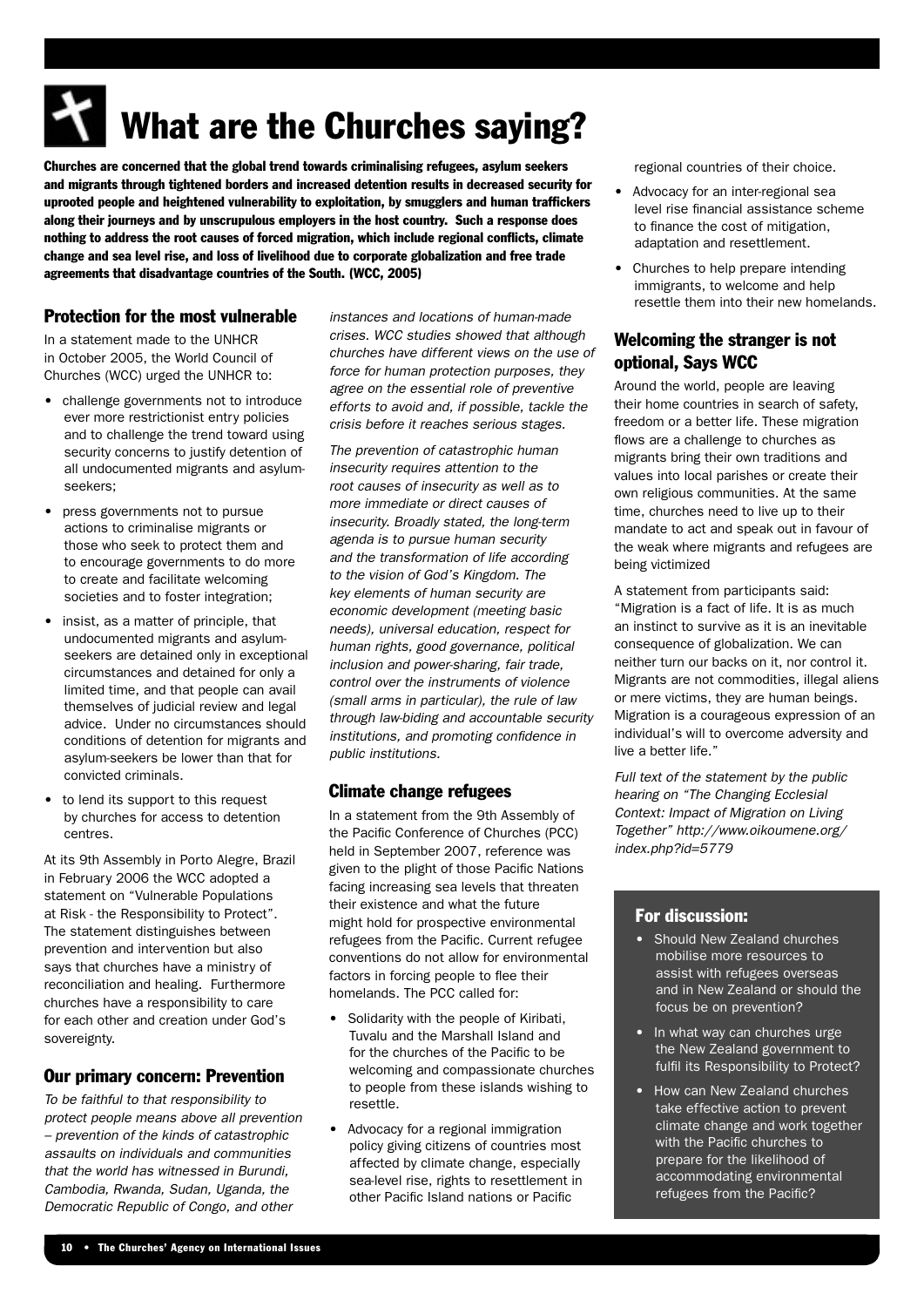# What are the Churches saying?

**Churches are concerned that the global trend towards criminalising refugees, asylum seekers and migrants through tightened borders and increased detention results in decreased security for uprooted people and heightened vulnerability to exploitation, by smugglers and human traffickers along their journeys and by unscrupulous employers in the host country. Such a response does nothing to address the root causes of forced migration, which include regional conflicts, climate change and sea level rise, and loss of livelihood due to corporate globalization and free trade agreements that disadvantage countries of the South. (WCC, 2005)**

## Protection for the most vulnerable

In a statement made to the UNHCR in October 2005, the World Council of Churches (WCC) urged the UNHCR to:

- challenge governments not to introduce ever more restrictionist entry policies and to challenge the trend toward using security concerns to justify detention of all undocumented migrants and asylum-seekers;
- press governments not to pursue actions to criminalise migrants or those who seek to protect them and to encourage governments to do more to create and facilitate welcoming societies and to foster integration;
- insist, as a matter of principle, that undocumented migrants and asylum-seekers are detained only in exceptional circumstances and detained for only a limited time, and that people can avail themselves of judicial review and legal advice. Under no circumstances should conditions of detention for migrants and asylum-seekers be lower than that for convicted criminals.
- to lend its support to this request by churches for access to detention centres.

At its 9th Assembly in Porto Alegre, Brazil in February 2006 the WCC adopted a statement on "Vulnerable Populations at Risk - the Responsibility to Protect". The statement distinguishes between prevention and intervention but also says that churches have a ministry of reconciliation and healing. Furthermore churches have a responsibility to care for each other and creation under God's sovereignty.

## Our primary concern: Prevention

*To be faithful to that responsibility to protect people means above all prevention – prevention of the kinds of catastrophic assaults on individuals and communities that the world has witnessed in Burundi, Cambodia, Rwanda, Sudan, Uganda, the Democratic Republic of Congo, and other instances and locations of human-made crises. WCC studies showed that although churches have different views on the use of force for human protection purposes, they agree on the essential role of preventive efforts to avoid and, if possible, tackle the crisis before it reaches serious stages.*

*The prevention of catastrophic human insecurity requires attention to the root causes of insecurity as well as to more immediate or direct causes of insecurity. Broadly stated, the long-term agenda is to pursue human security and the transformation of life according to the vision of God's Kingdom. The key elements of human security are economic development (meeting basic needs), universal education, respect for human rights, good governance, political inclusion and power-sharing, fair trade, control over the instruments of violence (small arms in particular), the rule of law through law-biding and accountable security institutions, and promoting confidence in public institutions.*

## Climate change refugees

In a statement from the 9th Assembly of the Pacific Conference of Churches (PCC) held in September 2007, reference was given to the plight of those Pacific Nations facing increasing sea levels that threaten their existence and what the future might hold for prospective environmental refugees from the Pacific. Current refugee conventions do not allow for environmental factors in forcing people to flee their homelands. The PCC called for:

- Solidarity with the people of Kiribati, Tuvalu and the Marshall Island and for the churches of the Pacific to be welcoming and compassionate churches to people from these islands wishing to resettle.
- Advocacy for a regional immigration policy giving citizens of countries most affected by climate change, especially sea-level rise, rights to resettlement in other Pacific Island nations or Pacific regional countries of their choice.
- Advocacy for an inter-regional sea level rise financial assistance scheme to finance the cost of mitigation, adaptation and resettlement.
- Churches to help prepare intending immigrants, to welcome and help resettle them into their new homelands.

## Welcoming the stranger is not optional, Says WCC

Around the world, people are leaving their home countries in search of safety, freedom or a better life. These migration flows are a challenge to churches as migrants bring their own traditions and values into local parishes or create their own religious communities. At the same time, churches need to live up to their mandate to act and speak out in favour of the weak where migrants and refugees are being victimized

A statement from participants said: "Migration is a fact of life. It is as much an instinct to survive as it is an inevitable consequence of globalization. We can neither turn our backs on it, nor control it. Migrants are not commodities, illegal aliens or mere victims, they are human beings. Migration is a courageous expression of an individual's will to overcome adversity and live a better life."

*Full text of the statement by the public hearing on "The Changing Ecclesial Context: Impact of Migration on Living Together" http://www.oikoumene.org/index.php?id=5779*

### For discussion:

- Should New Zealand churches mobilise more resources to assist with refugees overseas and in New Zealand or should the focus be on prevention?
- In what way can churches urge the New Zealand government to fulfil its Responsibility to Protect?
- How can New Zealand churches take effective action to prevent climate change and work together with the Pacific churches to prepare for the likelihood of accommodating environmental refugees from the Pacific?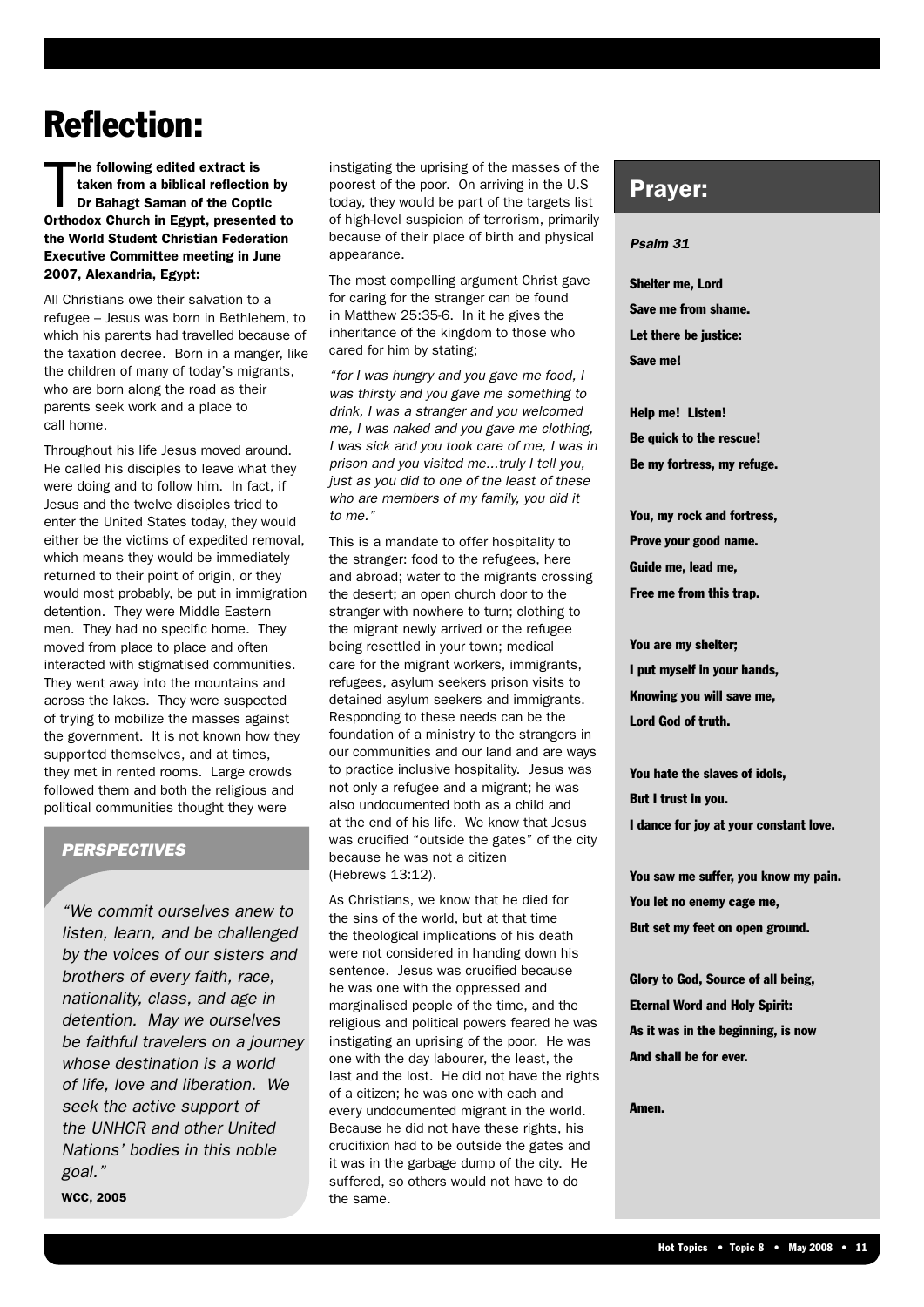# Reflection:

**The following edited extract is taken from a biblical reflection by Dr Bahagt Saman of the Coptic Orthodox Church in Egypt, presented to the World Student Christian Federation Executive Committee meeting in June 2007, Alexandria, Egypt:**

All Christians owe their salvation to a refugee – Jesus was born in Bethlehem, to which his parents had travelled because of the taxation decree. Born in a manger, like the children of many of today's migrants, who are born along the road as their parents seek work and a place to call home.

Throughout his life Jesus moved around. He called his disciples to leave what they were doing and to follow him. In fact, if Jesus and the twelve disciples tried to enter the United States today, they would either be the victims of expedited removal, which means they would be immediately returned to their point of origin, or they would most probably, be put in immigration detention. They were Middle Eastern men. They had no specific home. They moved from place to place and often interacted with stigmatised communities. They went away into the mountains and across the lakes. They were suspected of trying to mobilize the masses against the government. It is not known how they supported themselves, and at times, they met in rented rooms. Large crowds followed them and both the religious and political communities thought they were instigating the uprising of the masses of the poorest of the poor. On arriving in the U.S today, they would be part of the targets list of high-level suspicion of terrorism, primarily because of their place of birth and physical appearance.

The most compelling argument Christ gave for caring for the stranger can be found in Matthew 25:35-6. In it he gives the inheritance of the kingdom to those who cared for him by stating;

*"for I was hungry and you gave me food, I was thirsty and you gave me something to drink, I was a stranger and you welcomed me, I was naked and you gave me clothing, I was sick and you took care of me, I was in prison and you visited me...truly I tell you, just as you did to one of the least of these who are members of my family, you did it to me."*

This is a mandate to offer hospitality to the stranger: food to the refugees, here and abroad; water to the migrants crossing the desert; an open church door to the stranger with nowhere to turn; clothing to the migrant newly arrived or the refugee being resettled in your town; medical care for the migrant workers, immigrants, refugees, asylum seekers prison visits to detained asylum seekers and immigrants. Responding to these needs can be the foundation of a ministry to the strangers in our communities and our land and are ways to practice inclusive hospitality. Jesus was not only a refugee and a migrant; he was also undocumented both as a child and at the end of his life. We know that Jesus was crucified "outside the gates" of the city because he was not a citizen (Hebrews 13:12).

As Christians, we know that he died for the sins of the world, but at that time the theological implications of his death were not considered in handing down his sentence. Jesus was crucified because he was one with the oppressed and marginalised people of the time, and the religious and political powers feared he was instigating an uprising of the poor. He was one with the day labourer, the least, the last and the lost. He did not have the rights of a citizen; he was one with each and every undocumented migrant in the world. Because he did not have these rights, his crucifixion had to be outside the gates and it was in the garbage dump of the city. He suffered, so others would not have to do the same.

### *PERSPECTIVES*

*"We commit ourselves anew to listen, learn, and be challenged by the voices of our sisters and brothers of every faith, race, nationality, class, and age in detention. May we ourselves be faithful travelers on a journey whose destination is a world of life, love and liberation. We seek the active support of the UNHCR and other United Nations' bodies in this noble goal."*

**WCC, 2005**

## Prayer:

***Psalm 31***

**Shelter me, Lord**
**Save me from shame.**
**Let there be justice:**
**Save me!**

**Help me! Listen!**
**Be quick to the rescue!**
**Be my fortress, my refuge.**

**You, my rock and fortress,**
**Prove your good name.**
**Guide me, lead me,**
**Free me from this trap.**

**You are my shelter;**
**I put myself in your hands,**
**Knowing you will save me,**
**Lord God of truth.**

**You hate the slaves of idols,**
**But I trust in you.**
**I dance for joy at your constant love.**

**You saw me suffer, you know my pain.**
**You let no enemy cage me,**
**But set my feet on open ground.**

**Glory to God, Source of all being,**
**Eternal Word and Holy Spirit:**
**As it was in the beginning, is now**
**And shall be for ever.**

**Amen.**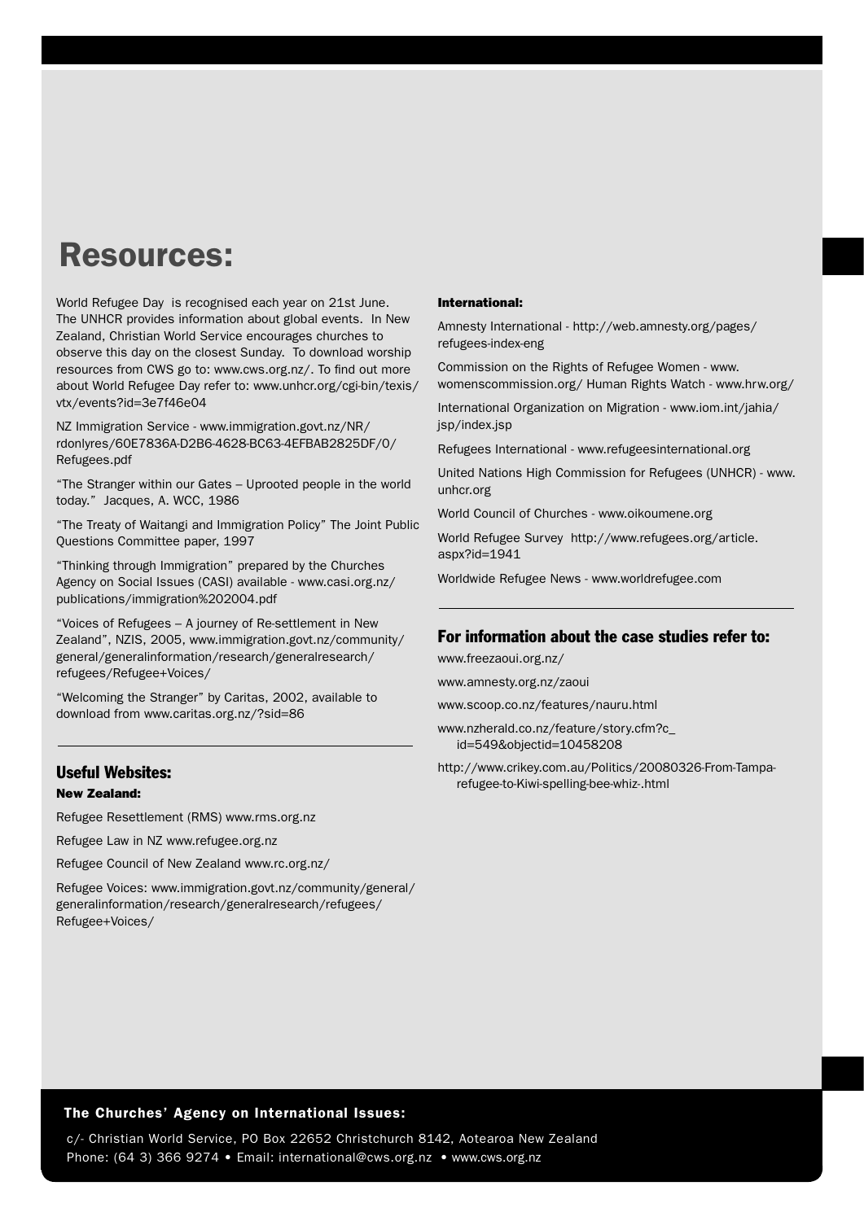# Resources:

World Refugee Day is recognised each year on 21st June. The UNHCR provides information about global events. In New Zealand, Christian World Service encourages churches to observe this day on the closest Sunday. To download worship resources from CWS go to: www.cws.org.nz/. To find out more about World Refugee Day refer to: www.unhcr.org/cgi-bin/texis/vtx/events?id=3e7f46e04

NZ Immigration Service - www.immigration.govt.nz/NR/rdonlyres/60E7836A-D2B6-4628-BC63-4EFBAB2825DF/0/Refugees.pdf

"The Stranger within our Gates – Uprooted people in the world today." Jacques, A. WCC, 1986

"The Treaty of Waitangi and Immigration Policy" The Joint Public Questions Committee paper, 1997

"Thinking through Immigration" prepared by the Churches Agency on Social Issues (CASI) available - www.casi.org.nz/publications/immigration%202004.pdf

"Voices of Refugees – A journey of Re-settlement in New Zealand", NZIS, 2005, www.immigration.govt.nz/community/general/generalinformation/research/generalresearch/refugees/Refugee+Voices/

"Welcoming the Stranger" by Caritas, 2002, available to download from www.caritas.org.nz/?sid=86

## Useful Websites:

**New Zealand:**

Refugee Resettlement (RMS) www.rms.org.nz

Refugee Law in NZ www.refugee.org.nz

Refugee Council of New Zealand www.rc.org.nz/

Refugee Voices: www.immigration.govt.nz/community/general/generalinformation/research/generalresearch/refugees/Refugee+Voices/

**International:**

Amnesty International - http://web.amnesty.org/pages/refugees-index-eng

Commission on the Rights of Refugee Women - www.womenscommission.org/ Human Rights Watch - www.hrw.org/

International Organization on Migration - www.iom.int/jahia/jsp/index.jsp

Refugees International - www.refugeesinternational.org

United Nations High Commission for Refugees (UNHCR) - www.unhcr.org

World Council of Churches - www.oikoumene.org

World Refugee Survey http://www.refugees.org/article.aspx?id=1941

Worldwide Refugee News - www.worldrefugee.com

## For information about the case studies refer to:

www.freezaoui.org.nz/

www.amnesty.org.nz/zaoui

www.scoop.co.nz/features/nauru.html

www.nzherald.co.nz/feature/story.cfm?c_id=549&objectid=10458208

http://www.crikey.com.au/Politics/20080326-From-Tampa-refugee-to-Kiwi-spelling-bee-whiz-.html

**The Churches' Agency on International Issues:**

c/- Christian World Service, PO Box 22652 Christchurch 8142, Aotearoa New Zealand
Phone: (64 3) 366 9274 • Email: international@cws.org.nz • www.cws.org.nz